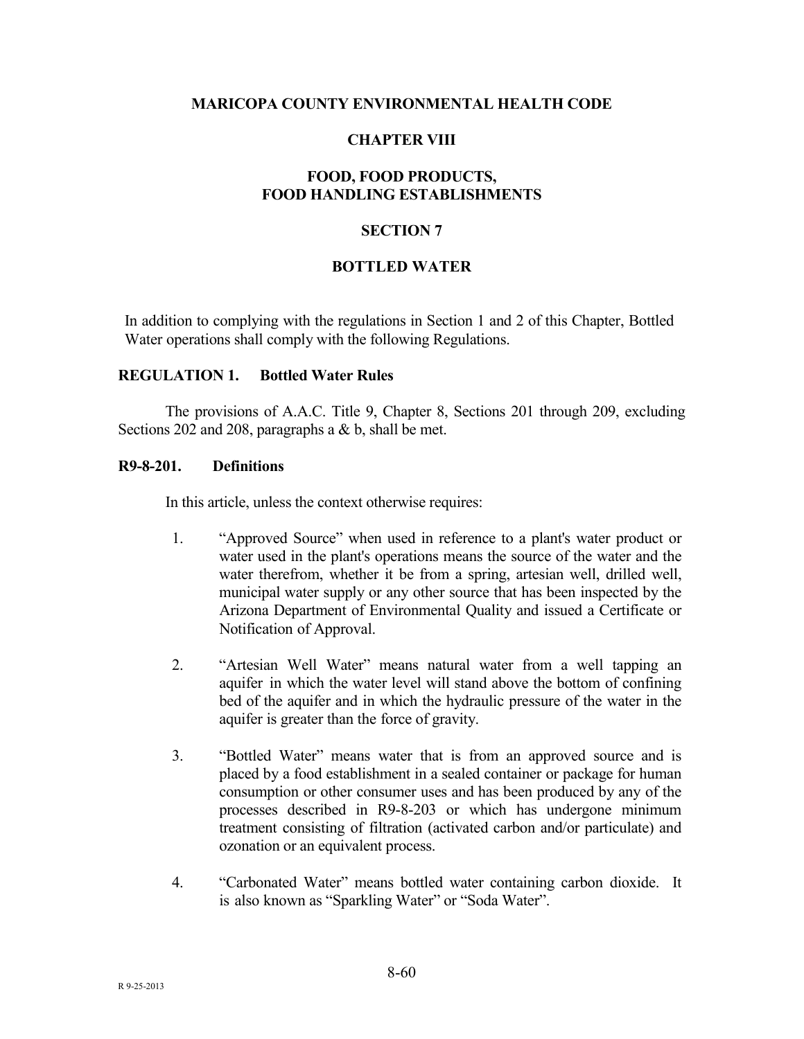# MARICOPA COUNTY ENVIRONMENTAL HEALTH CODE

## CHAPTER VIII

## FOOD, FOOD PRODUCTS, FOOD HANDLING ESTABLISHMENTS

## SECTION 7

## BOTTLED WATER

In addition to complying with the regulations in Section 1 and 2 of this Chapter, Bottled Water operations shall comply with the following Regulations.

### REGULATION 1. Bottled Water Rules

The provisions of A.A.C. Title 9, Chapter 8, Sections 201 through 209, excluding Sections 202 and 208, paragraphs a & b, shall be met.

### R9-8-201. Definitions

In this article, unless the context otherwise requires:

1. "Approved Source" when used in reference to a plant's water product or water used in the plant's operations means the source of the water and the water therefrom, whether it be from a spring, artesian well, drilled well, municipal water supply or any other source that has been inspected by the Arizona Department of Environmental Quality and issued a Certificate or Notification of Approval.

2. "Artesian Well Water" means natural water from a well tapping an aquifer in which the water level will stand above the bottom of confining bed of the aquifer and in which the hydraulic pressure of the water in the aquifer is greater than the force of gravity.

3. "Bottled Water" means water that is from an approved source and is placed by a food establishment in a sealed container or package for human consumption or other consumer uses and has been produced by any of the processes described in R9-8-203 or which has undergone minimum treatment consisting of filtration (activated carbon and/or particulate) and ozonation or an equivalent process.

4. "Carbonated Water" means bottled water containing carbon dioxide. It is also known as "Sparkling Water" or "Soda Water".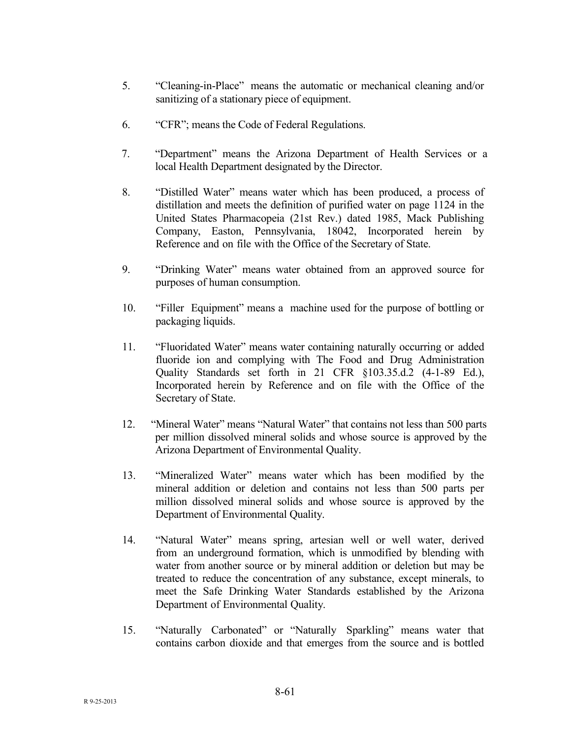5. "Cleaning-in-Place" means the automatic or mechanical cleaning and/or sanitizing of a stationary piece of equipment.

6. "CFR"; means the Code of Federal Regulations.

7. "Department" means the Arizona Department of Health Services or a local Health Department designated by the Director.

8. "Distilled Water" means water which has been produced, a process of distillation and meets the definition of purified water on page 1124 in the United States Pharmacopeia (21st Rev.) dated 1985, Mack Publishing Company, Easton, Pennsylvania, 18042, Incorporated herein by Reference and on file with the Office of the Secretary of State.

9. "Drinking Water" means water obtained from an approved source for purposes of human consumption.

10. "Filler Equipment" means a machine used for the purpose of bottling or packaging liquids.

11. "Fluoridated Water" means water containing naturally occurring or added fluoride ion and complying with The Food and Drug Administration Quality Standards set forth in 21 CFR §103.35.d.2 (4-1-89 Ed.), Incorporated herein by Reference and on file with the Office of the Secretary of State.

12. "Mineral Water" means "Natural Water" that contains not less than 500 parts per million dissolved mineral solids and whose source is approved by the Arizona Department of Environmental Quality.

13. "Mineralized Water" means water which has been modified by the mineral addition or deletion and contains not less than 500 parts per million dissolved mineral solids and whose source is approved by the Department of Environmental Quality.

14. "Natural Water" means spring, artesian well or well water, derived from an underground formation, which is unmodified by blending with water from another source or by mineral addition or deletion but may be treated to reduce the concentration of any substance, except minerals, to meet the Safe Drinking Water Standards established by the Arizona Department of Environmental Quality.

15. "Naturally Carbonated" or "Naturally Sparkling" means water that contains carbon dioxide and that emerges from the source and is bottled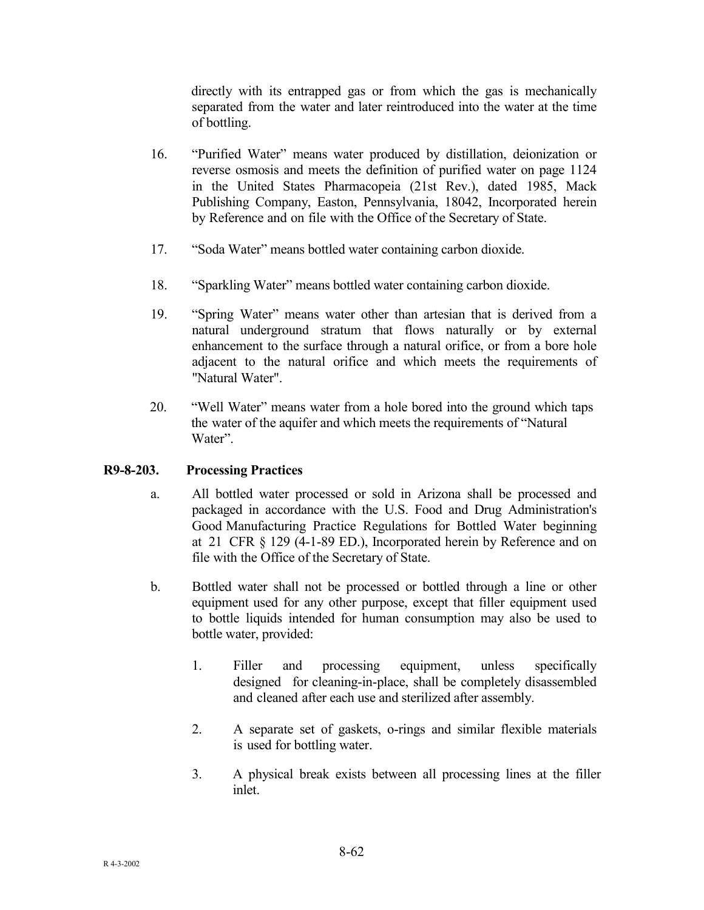directly with its entrapped gas or from which the gas is mechanically separated from the water and later reintroduced into the water at the time of bottling.

16. "Purified Water" means water produced by distillation, deionization or reverse osmosis and meets the definition of purified water on page 1124 in the United States Pharmacopeia (21st Rev.), dated 1985, Mack Publishing Company, Easton, Pennsylvania, 18042, Incorporated herein by Reference and on file with the Office of the Secretary of State.

17. "Soda Water" means bottled water containing carbon dioxide.

18. "Sparkling Water" means bottled water containing carbon dioxide.

19. "Spring Water" means water other than artesian that is derived from a natural underground stratum that flows naturally or by external enhancement to the surface through a natural orifice, or from a bore hole adjacent to the natural orifice and which meets the requirements of "Natural Water".

20. "Well Water" means water from a hole bored into the ground which taps the water of the aquifer and which meets the requirements of "Natural Water".

**R9-8-203. Processing Practices**

a. All bottled water processed or sold in Arizona shall be processed and packaged in accordance with the U.S. Food and Drug Administration's Good Manufacturing Practice Regulations for Bottled Water beginning at 21 CFR § 129 (4-1-89 ED.), Incorporated herein by Reference and on file with the Office of the Secretary of State.

b. Bottled water shall not be processed or bottled through a line or other equipment used for any other purpose, except that filler equipment used to bottle liquids intended for human consumption may also be used to bottle water, provided:

   1. Filler and processing equipment, unless specifically designed for cleaning-in-place, shall be completely disassembled and cleaned after each use and sterilized after assembly.

   2. A separate set of gaskets, o-rings and similar flexible materials is used for bottling water.

   3. A physical break exists between all processing lines at the filler inlet.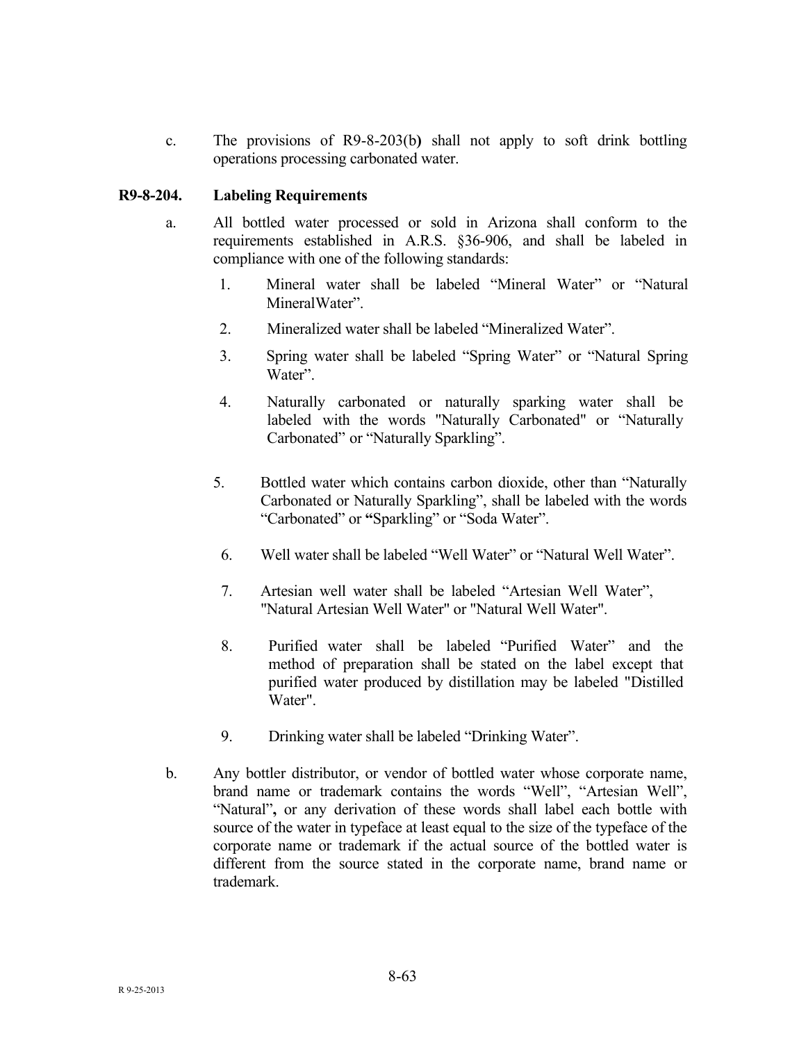c. The provisions of R9-8-203(b) shall not apply to soft drink bottling operations processing carbonated water.

**R9-8-204. Labeling Requirements**

a. All bottled water processed or sold in Arizona shall conform to the requirements established in A.R.S. §36-906, and shall be labeled in compliance with one of the following standards:

1. Mineral water shall be labeled "Mineral Water" or "Natural MineralWater".
2. Mineralized water shall be labeled "Mineralized Water".
3. Spring water shall be labeled "Spring Water" or "Natural Spring Water".
4. Naturally carbonated or naturally sparking water shall be labeled with the words "Naturally Carbonated" or "Naturally Carbonated" or "Naturally Sparkling".
5. Bottled water which contains carbon dioxide, other than "Naturally Carbonated or Naturally Sparkling", shall be labeled with the words "Carbonated" or **"**Sparkling" or "Soda Water".
6. Well water shall be labeled "Well Water" or "Natural Well Water".
7. Artesian well water shall be labeled "Artesian Well Water", "Natural Artesian Well Water" or "Natural Well Water".
8. Purified water shall be labeled "Purified Water" and the method of preparation shall be stated on the label except that purified water produced by distillation may be labeled "Distilled Water".
9. Drinking water shall be labeled "Drinking Water".

b. Any bottler distributor, or vendor of bottled water whose corporate name, brand name or trademark contains the words "Well", "Artesian Well", "Natural"**,** or any derivation of these words shall label each bottle with source of the water in typeface at least equal to the size of the typeface of the corporate name or trademark if the actual source of the bottled water is different from the source stated in the corporate name, brand name or trademark.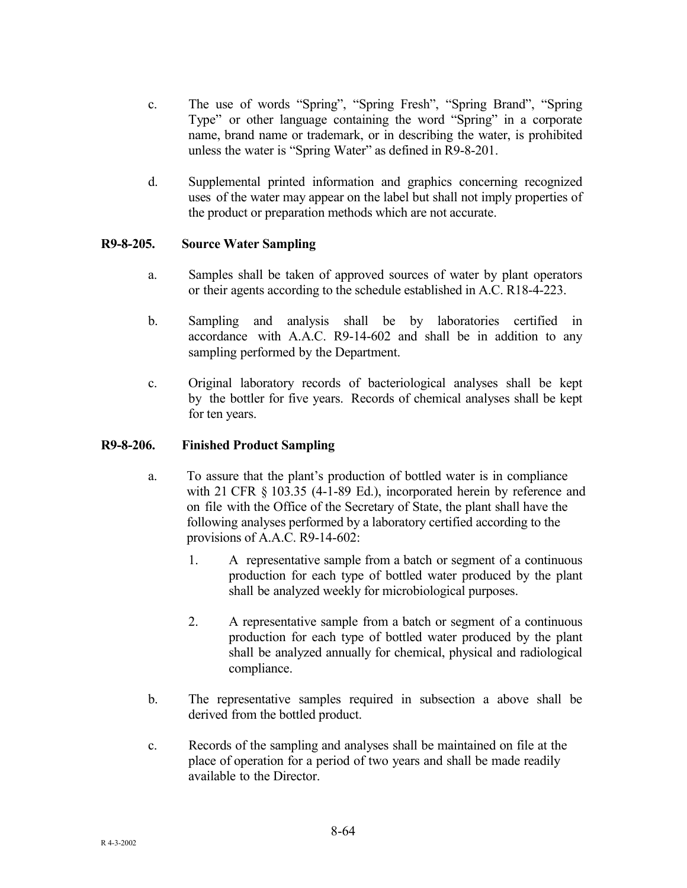c. The use of words "Spring", "Spring Fresh", "Spring Brand", "Spring Type" or other language containing the word "Spring" in a corporate name, brand name or trademark, or in describing the water, is prohibited unless the water is "Spring Water" as defined in R9-8-201.

d. Supplemental printed information and graphics concerning recognized uses of the water may appear on the label but shall not imply properties of the product or preparation methods which are not accurate.

### R9-8-205. Source Water Sampling

a. Samples shall be taken of approved sources of water by plant operators or their agents according to the schedule established in A.C. R18-4-223.

b. Sampling and analysis shall be by laboratories certified in accordance with A.A.C. R9-14-602 and shall be in addition to any sampling performed by the Department.

c. Original laboratory records of bacteriological analyses shall be kept by the bottler for five years. Records of chemical analyses shall be kept for ten years.

### R9-8-206. Finished Product Sampling

a. To assure that the plant's production of bottled water is in compliance with 21 CFR § 103.35 (4-1-89 Ed.), incorporated herein by reference and on file with the Office of the Secretary of State, the plant shall have the following analyses performed by a laboratory certified according to the provisions of A.A.C. R9-14-602:

   1. A representative sample from a batch or segment of a continuous production for each type of bottled water produced by the plant shall be analyzed weekly for microbiological purposes.

   2. A representative sample from a batch or segment of a continuous production for each type of bottled water produced by the plant shall be analyzed annually for chemical, physical and radiological compliance.

b. The representative samples required in subsection a above shall be derived from the bottled product.

c. Records of the sampling and analyses shall be maintained on file at the place of operation for a period of two years and shall be made readily available to the Director.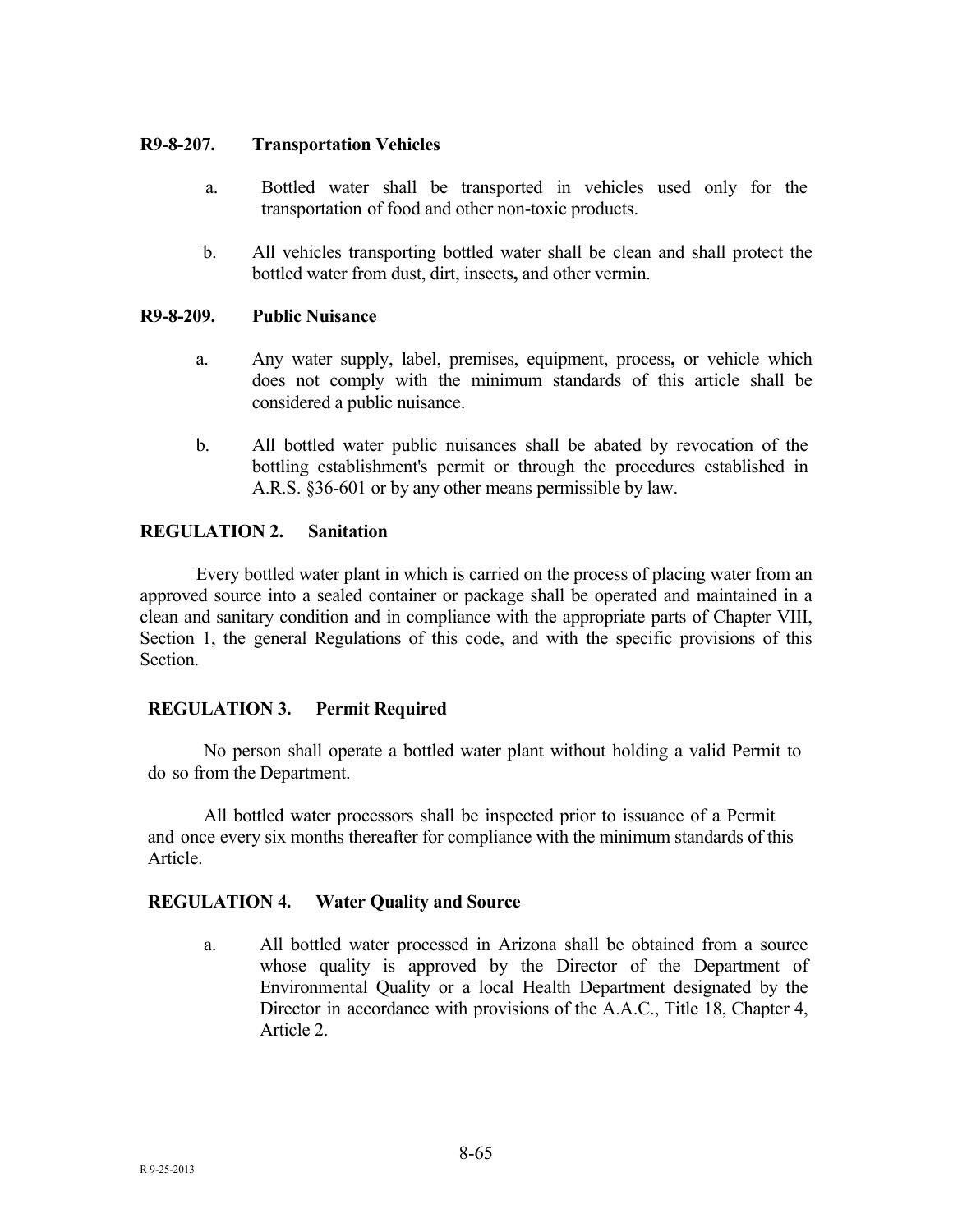**R9-8-207. Transportation Vehicles**

a. Bottled water shall be transported in vehicles used only for the transportation of food and other non-toxic products.

b. All vehicles transporting bottled water shall be clean and shall protect the bottled water from dust, dirt, insects, and other vermin.

**R9-8-209. Public Nuisance**

a. Any water supply, label, premises, equipment, process, or vehicle which does not comply with the minimum standards of this article shall be considered a public nuisance.

b. All bottled water public nuisances shall be abated by revocation of the bottling establishment's permit or through the procedures established in A.R.S. §36-601 or by any other means permissible by law.

**REGULATION 2. Sanitation**

Every bottled water plant in which is carried on the process of placing water from an approved source into a sealed container or package shall be operated and maintained in a clean and sanitary condition and in compliance with the appropriate parts of Chapter VIII, Section 1, the general Regulations of this code, and with the specific provisions of this Section.

**REGULATION 3. Permit Required**

No person shall operate a bottled water plant without holding a valid Permit to do so from the Department.

All bottled water processors shall be inspected prior to issuance of a Permit and once every six months thereafter for compliance with the minimum standards of this Article.

**REGULATION 4. Water Quality and Source**

a. All bottled water processed in Arizona shall be obtained from a source whose quality is approved by the Director of the Department of Environmental Quality or a local Health Department designated by the Director in accordance with provisions of the A.A.C., Title 18, Chapter 4, Article 2.

R 9-25-2013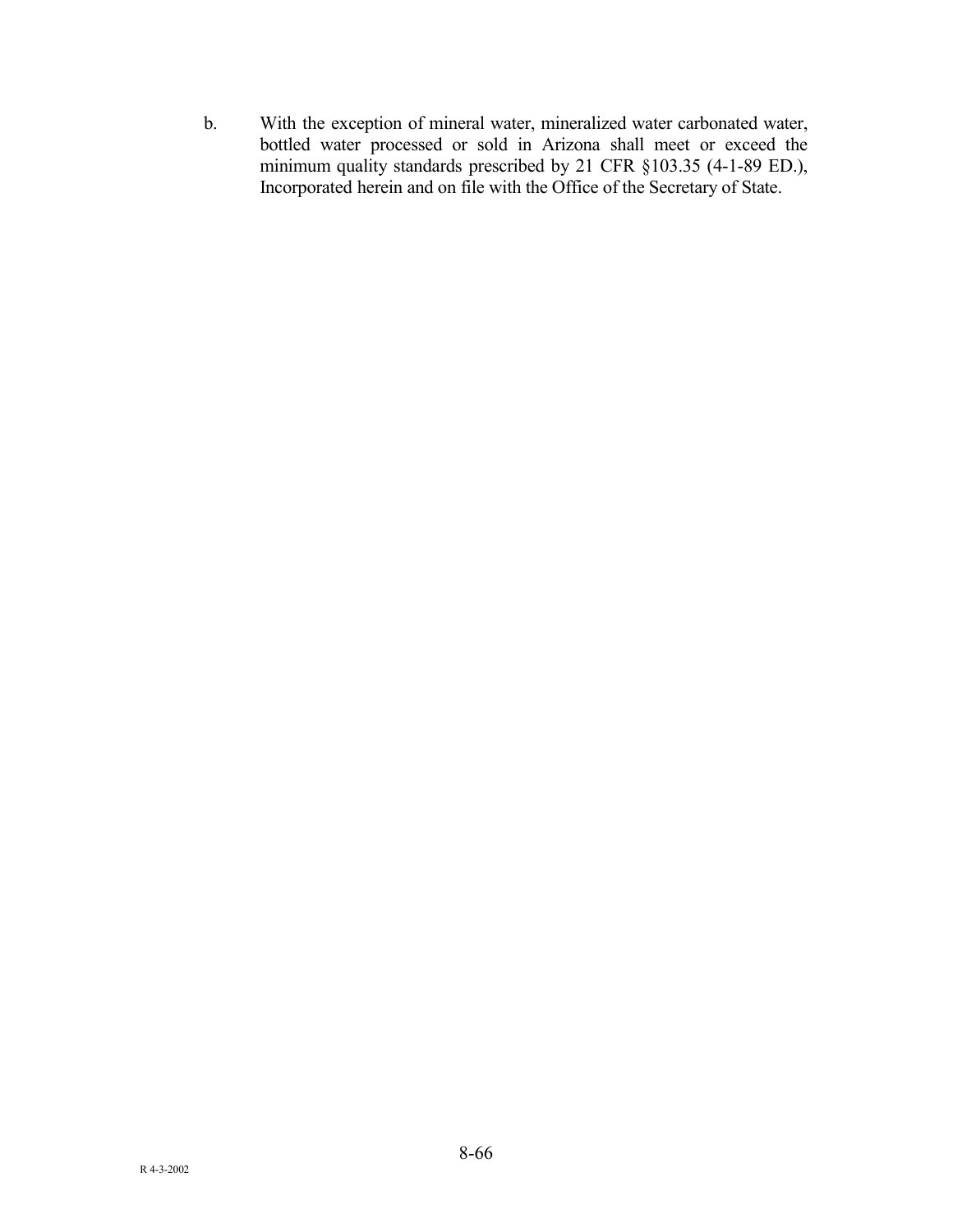b. With the exception of mineral water, mineralized water carbonated water, bottled water processed or sold in Arizona shall meet or exceed the minimum quality standards prescribed by 21 CFR §103.35 (4-1-89 ED.), Incorporated herein and on file with the Office of the Secretary of State.